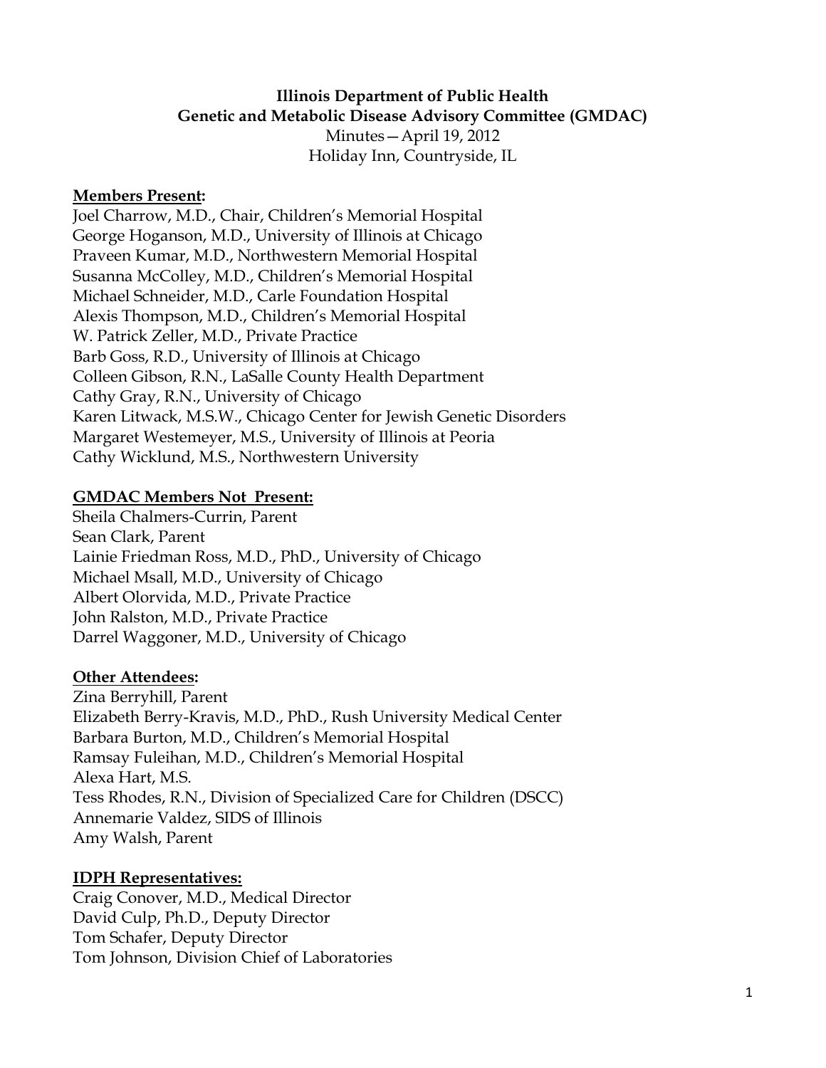**Illinois Department of Public Health**
**Genetic and Metabolic Disease Advisory Committee (GMDAC)**
Minutes—April 19, 2012
Holiday Inn, Countryside, IL

**Members Present:**
Joel Charrow, M.D., Chair, Children's Memorial Hospital
George Hoganson, M.D., University of Illinois at Chicago
Praveen Kumar, M.D., Northwestern Memorial Hospital
Susanna McColley, M.D., Children's Memorial Hospital
Michael Schneider, M.D., Carle Foundation Hospital
Alexis Thompson, M.D., Children's Memorial Hospital
W. Patrick Zeller, M.D., Private Practice
Barb Goss, R.D., University of Illinois at Chicago
Colleen Gibson, R.N., LaSalle County Health Department
Cathy Gray, R.N., University of Chicago
Karen Litwack, M.S.W., Chicago Center for Jewish Genetic Disorders
Margaret Westemeyer, M.S., University of Illinois at Peoria
Cathy Wicklund, M.S., Northwestern University

**GMDAC Members Not Present:**
Sheila Chalmers-Currin, Parent
Sean Clark, Parent
Lainie Friedman Ross, M.D., PhD., University of Chicago
Michael Msall, M.D., University of Chicago
Albert Olorvida, M.D., Private Practice
John Ralston, M.D., Private Practice
Darrel Waggoner, M.D., University of Chicago

**Other Attendees:**
Zina Berryhill, Parent
Elizabeth Berry-Kravis, M.D., PhD., Rush University Medical Center
Barbara Burton, M.D., Children's Memorial Hospital
Ramsay Fuleihan, M.D., Children's Memorial Hospital
Alexa Hart, M.S.
Tess Rhodes, R.N., Division of Specialized Care for Children (DSCC)
Annemarie Valdez, SIDS of Illinois
Amy Walsh, Parent

**IDPH Representatives:**
Craig Conover, M.D., Medical Director
David Culp, Ph.D., Deputy Director
Tom Schafer, Deputy Director
Tom Johnson, Division Chief of Laboratories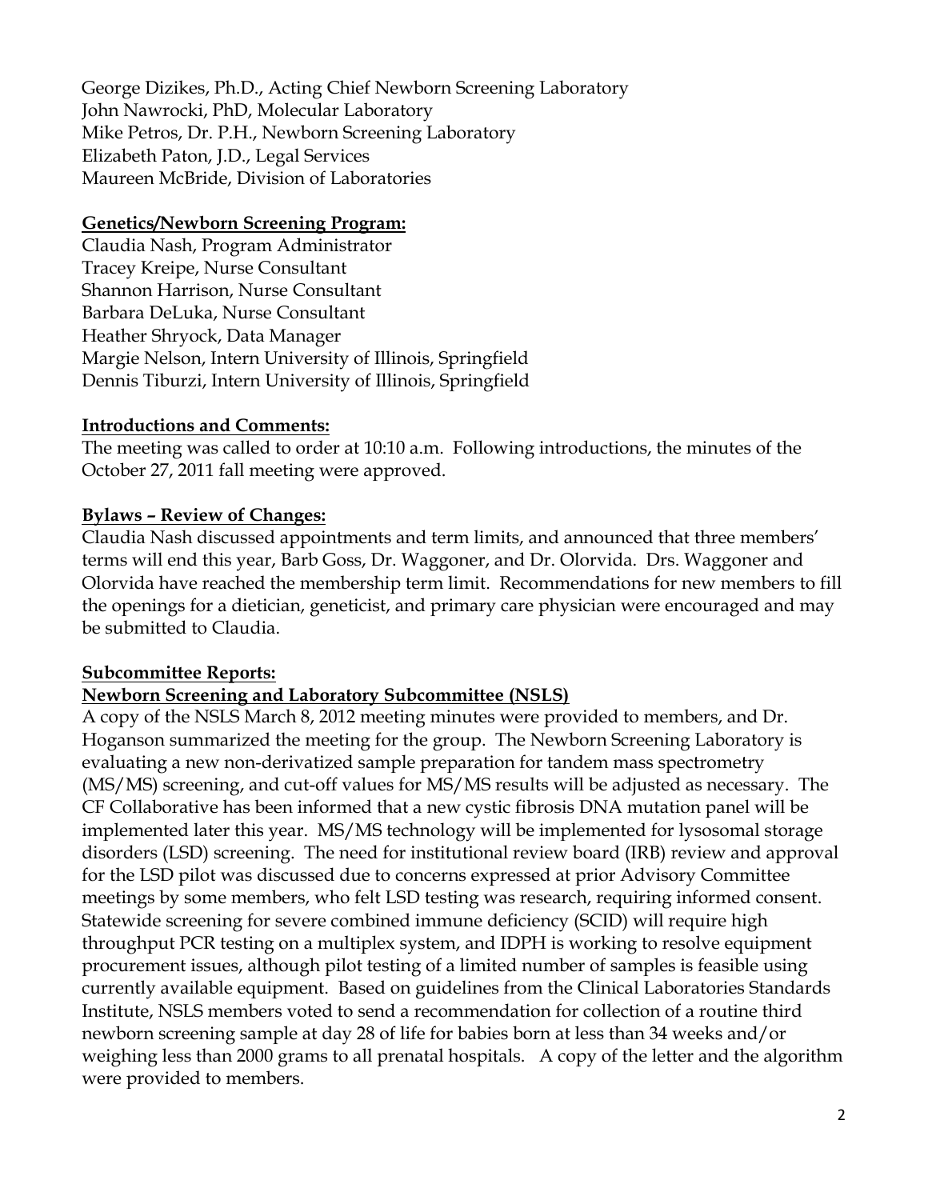George Dizikes, Ph.D., Acting Chief Newborn Screening Laboratory
John Nawrocki, PhD, Molecular Laboratory
Mike Petros, Dr. P.H., Newborn Screening Laboratory
Elizabeth Paton, J.D., Legal Services
Maureen McBride, Division of Laboratories

**Genetics/Newborn Screening Program:**

Claudia Nash, Program Administrator
Tracey Kreipe, Nurse Consultant
Shannon Harrison, Nurse Consultant
Barbara DeLuka, Nurse Consultant
Heather Shryock, Data Manager
Margie Nelson, Intern University of Illinois, Springfield
Dennis Tiburzi, Intern University of Illinois, Springfield

**Introductions and Comments:**

The meeting was called to order at 10:10 a.m. Following introductions, the minutes of the October 27, 2011 fall meeting were approved.

**Bylaws – Review of Changes:**

Claudia Nash discussed appointments and term limits, and announced that three members' terms will end this year, Barb Goss, Dr. Waggoner, and Dr. Olorvida. Drs. Waggoner and Olorvida have reached the membership term limit. Recommendations for new members to fill the openings for a dietician, geneticist, and primary care physician were encouraged and may be submitted to Claudia.

**Subcommittee Reports:**

**Newborn Screening and Laboratory Subcommittee (NSLS)**

A copy of the NSLS March 8, 2012 meeting minutes were provided to members, and Dr. Hoganson summarized the meeting for the group. The Newborn Screening Laboratory is evaluating a new non-derivatized sample preparation for tandem mass spectrometry (MS/MS) screening, and cut-off values for MS/MS results will be adjusted as necessary. The CF Collaborative has been informed that a new cystic fibrosis DNA mutation panel will be implemented later this year. MS/MS technology will be implemented for lysosomal storage disorders (LSD) screening. The need for institutional review board (IRB) review and approval for the LSD pilot was discussed due to concerns expressed at prior Advisory Committee meetings by some members, who felt LSD testing was research, requiring informed consent. Statewide screening for severe combined immune deficiency (SCID) will require high throughput PCR testing on a multiplex system, and IDPH is working to resolve equipment procurement issues, although pilot testing of a limited number of samples is feasible using currently available equipment. Based on guidelines from the Clinical Laboratories Standards Institute, NSLS members voted to send a recommendation for collection of a routine third newborn screening sample at day 28 of life for babies born at less than 34 weeks and/or weighing less than 2000 grams to all prenatal hospitals. A copy of the letter and the algorithm were provided to members.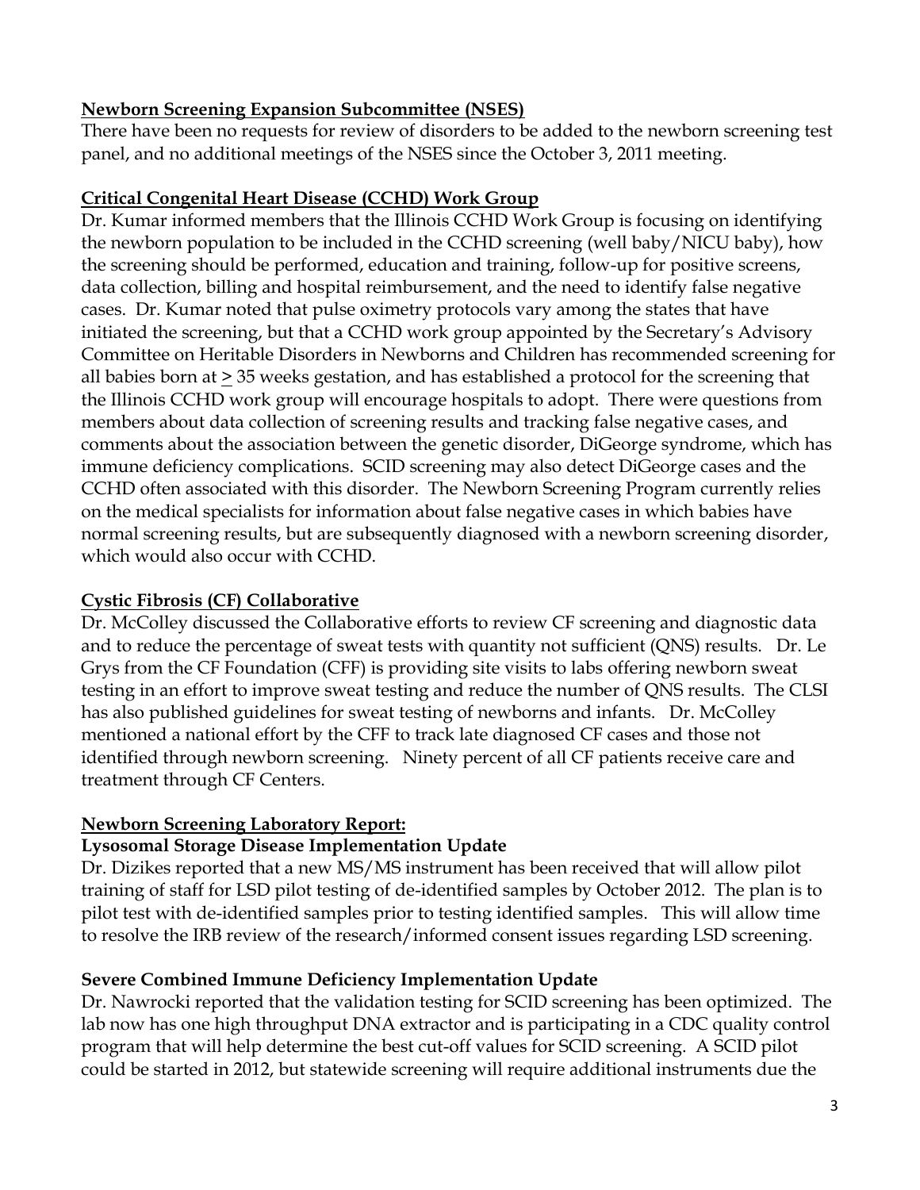**Newborn Screening Expansion Subcommittee (NSES)**

There have been no requests for review of disorders to be added to the newborn screening test panel, and no additional meetings of the NSES since the October 3, 2011 meeting.

**Critical Congenital Heart Disease (CCHD) Work Group**

Dr. Kumar informed members that the Illinois CCHD Work Group is focusing on identifying the newborn population to be included in the CCHD screening (well baby/NICU baby), how the screening should be performed, education and training, follow-up for positive screens, data collection, billing and hospital reimbursement, and the need to identify false negative cases. Dr. Kumar noted that pulse oximetry protocols vary among the states that have initiated the screening, but that a CCHD work group appointed by the Secretary's Advisory Committee on Heritable Disorders in Newborns and Children has recommended screening for all babies born at $\geq$ 35 weeks gestation, and has established a protocol for the screening that the Illinois CCHD work group will encourage hospitals to adopt. There were questions from members about data collection of screening results and tracking false negative cases, and comments about the association between the genetic disorder, DiGeorge syndrome, which has immune deficiency complications. SCID screening may also detect DiGeorge cases and the CCHD often associated with this disorder. The Newborn Screening Program currently relies on the medical specialists for information about false negative cases in which babies have normal screening results, but are subsequently diagnosed with a newborn screening disorder, which would also occur with CCHD.

**Cystic Fibrosis (CF) Collaborative**

Dr. McColley discussed the Collaborative efforts to review CF screening and diagnostic data and to reduce the percentage of sweat tests with quantity not sufficient (QNS) results. Dr. Le Grys from the CF Foundation (CFF) is providing site visits to labs offering newborn sweat testing in an effort to improve sweat testing and reduce the number of QNS results. The CLSI has also published guidelines for sweat testing of newborns and infants. Dr. McColley mentioned a national effort by the CFF to track late diagnosed CF cases and those not identified through newborn screening. Ninety percent of all CF patients receive care and treatment through CF Centers.

**Newborn Screening Laboratory Report:**

**Lysosomal Storage Disease Implementation Update**

Dr. Dizikes reported that a new MS/MS instrument has been received that will allow pilot training of staff for LSD pilot testing of de-identified samples by October 2012. The plan is to pilot test with de-identified samples prior to testing identified samples. This will allow time to resolve the IRB review of the research/informed consent issues regarding LSD screening.

**Severe Combined Immune Deficiency Implementation Update**

Dr. Nawrocki reported that the validation testing for SCID screening has been optimized. The lab now has one high throughput DNA extractor and is participating in a CDC quality control program that will help determine the best cut-off values for SCID screening. A SCID pilot could be started in 2012, but statewide screening will require additional instruments due the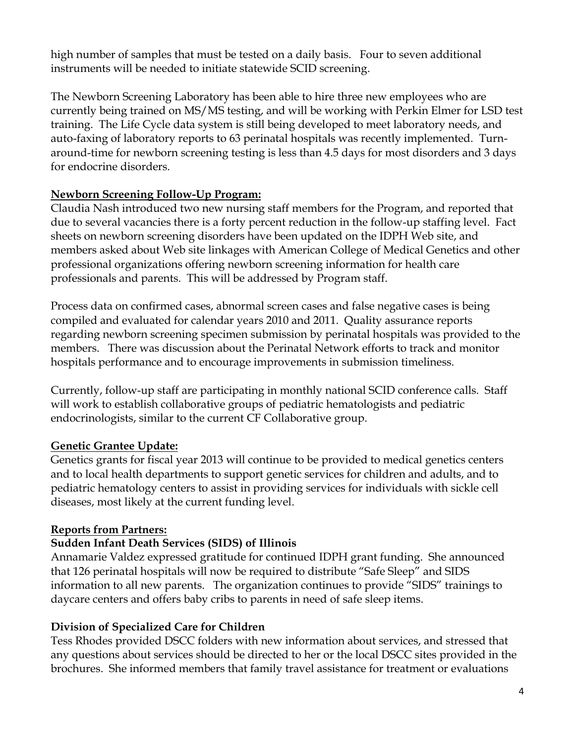high number of samples that must be tested on a daily basis. Four to seven additional instruments will be needed to initiate statewide SCID screening.

The Newborn Screening Laboratory has been able to hire three new employees who are currently being trained on MS/MS testing, and will be working with Perkin Elmer for LSD test training. The Life Cycle data system is still being developed to meet laboratory needs, and auto-faxing of laboratory reports to 63 perinatal hospitals was recently implemented. Turn-around-time for newborn screening testing is less than 4.5 days for most disorders and 3 days for endocrine disorders.

**Newborn Screening Follow-Up Program:**

Claudia Nash introduced two new nursing staff members for the Program, and reported that due to several vacancies there is a forty percent reduction in the follow-up staffing level. Fact sheets on newborn screening disorders have been updated on the IDPH Web site, and members asked about Web site linkages with American College of Medical Genetics and other professional organizations offering newborn screening information for health care professionals and parents. This will be addressed by Program staff.

Process data on confirmed cases, abnormal screen cases and false negative cases is being compiled and evaluated for calendar years 2010 and 2011. Quality assurance reports regarding newborn screening specimen submission by perinatal hospitals was provided to the members. There was discussion about the Perinatal Network efforts to track and monitor hospitals performance and to encourage improvements in submission timeliness.

Currently, follow-up staff are participating in monthly national SCID conference calls. Staff will work to establish collaborative groups of pediatric hematologists and pediatric endocrinologists, similar to the current CF Collaborative group.

**Genetic Grantee Update:**

Genetics grants for fiscal year 2013 will continue to be provided to medical genetics centers and to local health departments to support genetic services for children and adults, and to pediatric hematology centers to assist in providing services for individuals with sickle cell diseases, most likely at the current funding level.

**Reports from Partners:**

**Sudden Infant Death Services (SIDS) of Illinois**

Annamarie Valdez expressed gratitude for continued IDPH grant funding. She announced that 126 perinatal hospitals will now be required to distribute "Safe Sleep" and SIDS information to all new parents. The organization continues to provide "SIDS" trainings to daycare centers and offers baby cribs to parents in need of safe sleep items.

**Division of Specialized Care for Children**

Tess Rhodes provided DSCC folders with new information about services, and stressed that any questions about services should be directed to her or the local DSCC sites provided in the brochures. She informed members that family travel assistance for treatment or evaluations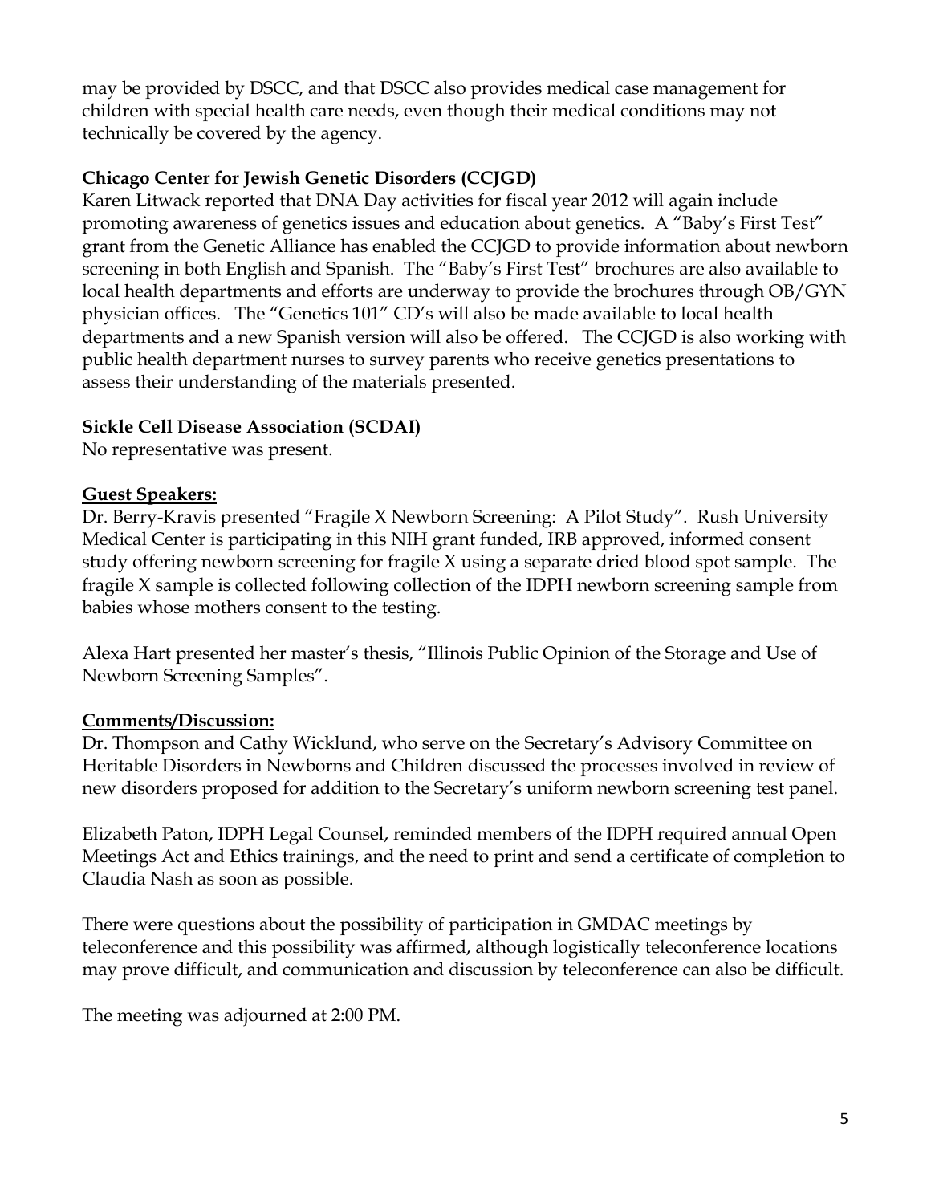may be provided by DSCC, and that DSCC also provides medical case management for children with special health care needs, even though their medical conditions may not technically be covered by the agency.

**Chicago Center for Jewish Genetic Disorders (CCJGD)**

Karen Litwack reported that DNA Day activities for fiscal year 2012 will again include promoting awareness of genetics issues and education about genetics. A "Baby's First Test" grant from the Genetic Alliance has enabled the CCJGD to provide information about newborn screening in both English and Spanish. The "Baby's First Test" brochures are also available to local health departments and efforts are underway to provide the brochures through OB/GYN physician offices. The "Genetics 101" CD's will also be made available to local health departments and a new Spanish version will also be offered. The CCJGD is also working with public health department nurses to survey parents who receive genetics presentations to assess their understanding of the materials presented.

**Sickle Cell Disease Association (SCDAI)**

No representative was present.

**Guest Speakers:**

Dr. Berry-Kravis presented "Fragile X Newborn Screening: A Pilot Study". Rush University Medical Center is participating in this NIH grant funded, IRB approved, informed consent study offering newborn screening for fragile X using a separate dried blood spot sample. The fragile X sample is collected following collection of the IDPH newborn screening sample from babies whose mothers consent to the testing.

Alexa Hart presented her master's thesis, "Illinois Public Opinion of the Storage and Use of Newborn Screening Samples".

**Comments/Discussion:**

Dr. Thompson and Cathy Wicklund, who serve on the Secretary's Advisory Committee on Heritable Disorders in Newborns and Children discussed the processes involved in review of new disorders proposed for addition to the Secretary's uniform newborn screening test panel.

Elizabeth Paton, IDPH Legal Counsel, reminded members of the IDPH required annual Open Meetings Act and Ethics trainings, and the need to print and send a certificate of completion to Claudia Nash as soon as possible.

There were questions about the possibility of participation in GMDAC meetings by teleconference and this possibility was affirmed, although logistically teleconference locations may prove difficult, and communication and discussion by teleconference can also be difficult.

The meeting was adjourned at 2:00 PM.